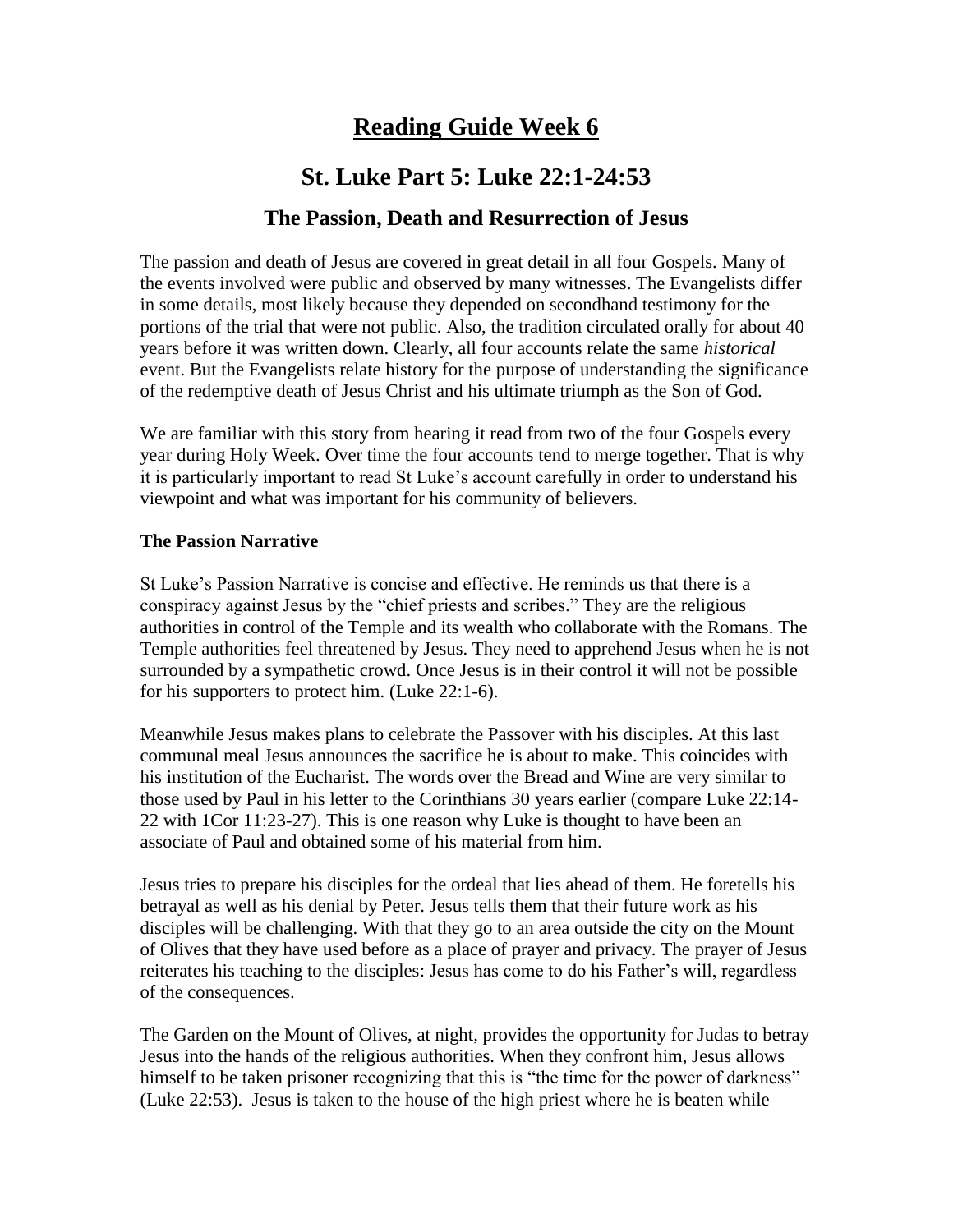# Reading Guide Week 6

## St. Luke Part 5: Luke 22:1-24:53

### The Passion, Death and Resurrection of Jesus

The passion and death of Jesus are covered in great detail in all four Gospels. Many of the events involved were public and observed by many witnesses. The Evangelists differ in some details, most likely because they depended on secondhand testimony for the portions of the trial that were not public. Also, the tradition circulated orally for about 40 years before it was written down. Clearly, all four accounts relate the same *historical* event. But the Evangelists relate history for the purpose of understanding the significance of the redemptive death of Jesus Christ and his ultimate triumph as the Son of God.

We are familiar with this story from hearing it read from two of the four Gospels every year during Holy Week. Over time the four accounts tend to merge together. That is why it is particularly important to read St Luke's account carefully in order to understand his viewpoint and what was important for his community of believers.

**The Passion Narrative**

St Luke's Passion Narrative is concise and effective. He reminds us that there is a conspiracy against Jesus by the "chief priests and scribes." They are the religious authorities in control of the Temple and its wealth who collaborate with the Romans. The Temple authorities feel threatened by Jesus. They need to apprehend Jesus when he is not surrounded by a sympathetic crowd. Once Jesus is in their control it will not be possible for his supporters to protect him. (Luke 22:1-6).

Meanwhile Jesus makes plans to celebrate the Passover with his disciples. At this last communal meal Jesus announces the sacrifice he is about to make. This coincides with his institution of the Eucharist. The words over the Bread and Wine are very similar to those used by Paul in his letter to the Corinthians 30 years earlier (compare Luke 22:14-22 with 1Cor 11:23-27). This is one reason why Luke is thought to have been an associate of Paul and obtained some of his material from him.

Jesus tries to prepare his disciples for the ordeal that lies ahead of them. He foretells his betrayal as well as his denial by Peter. Jesus tells them that their future work as his disciples will be challenging. With that they go to an area outside the city on the Mount of Olives that they have used before as a place of prayer and privacy. The prayer of Jesus reiterates his teaching to the disciples: Jesus has come to do his Father's will, regardless of the consequences.

The Garden on the Mount of Olives, at night, provides the opportunity for Judas to betray Jesus into the hands of the religious authorities. When they confront him, Jesus allows himself to be taken prisoner recognizing that this is "the time for the power of darkness" (Luke 22:53). Jesus is taken to the house of the high priest where he is beaten while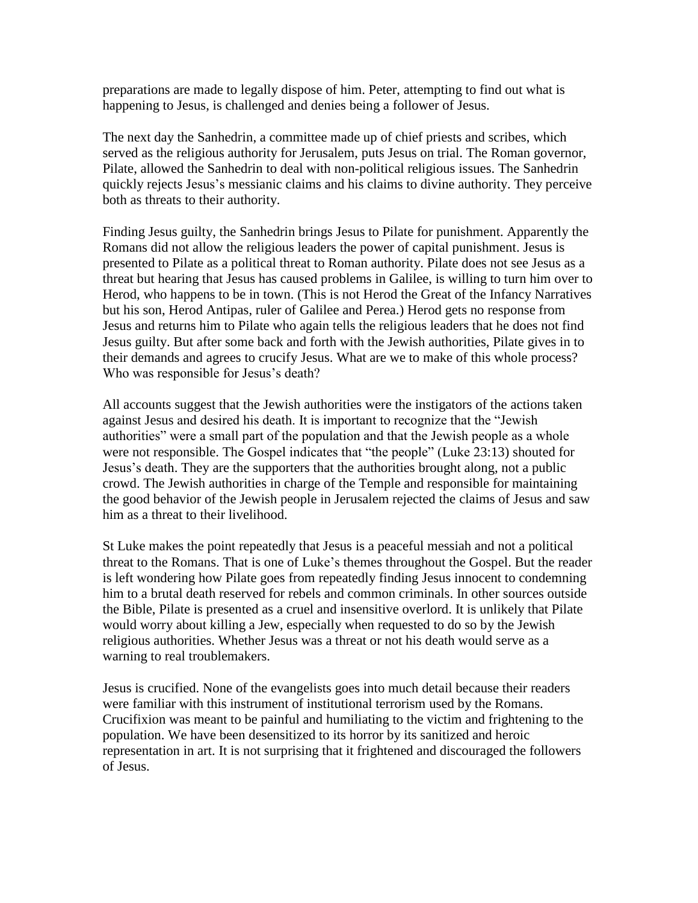preparations are made to legally dispose of him. Peter, attempting to find out what is happening to Jesus, is challenged and denies being a follower of Jesus.

The next day the Sanhedrin, a committee made up of chief priests and scribes, which served as the religious authority for Jerusalem, puts Jesus on trial. The Roman governor, Pilate, allowed the Sanhedrin to deal with non-political religious issues. The Sanhedrin quickly rejects Jesus's messianic claims and his claims to divine authority. They perceive both as threats to their authority.

Finding Jesus guilty, the Sanhedrin brings Jesus to Pilate for punishment. Apparently the Romans did not allow the religious leaders the power of capital punishment. Jesus is presented to Pilate as a political threat to Roman authority. Pilate does not see Jesus as a threat but hearing that Jesus has caused problems in Galilee, is willing to turn him over to Herod, who happens to be in town. (This is not Herod the Great of the Infancy Narratives but his son, Herod Antipas, ruler of Galilee and Perea.) Herod gets no response from Jesus and returns him to Pilate who again tells the religious leaders that he does not find Jesus guilty. But after some back and forth with the Jewish authorities, Pilate gives in to their demands and agrees to crucify Jesus. What are we to make of this whole process? Who was responsible for Jesus's death?

All accounts suggest that the Jewish authorities were the instigators of the actions taken against Jesus and desired his death. It is important to recognize that the "Jewish authorities" were a small part of the population and that the Jewish people as a whole were not responsible. The Gospel indicates that "the people" (Luke 23:13) shouted for Jesus's death. They are the supporters that the authorities brought along, not a public crowd. The Jewish authorities in charge of the Temple and responsible for maintaining the good behavior of the Jewish people in Jerusalem rejected the claims of Jesus and saw him as a threat to their livelihood.

St Luke makes the point repeatedly that Jesus is a peaceful messiah and not a political threat to the Romans. That is one of Luke's themes throughout the Gospel. But the reader is left wondering how Pilate goes from repeatedly finding Jesus innocent to condemning him to a brutal death reserved for rebels and common criminals. In other sources outside the Bible, Pilate is presented as a cruel and insensitive overlord. It is unlikely that Pilate would worry about killing a Jew, especially when requested to do so by the Jewish religious authorities. Whether Jesus was a threat or not his death would serve as a warning to real troublemakers.

Jesus is crucified. None of the evangelists goes into much detail because their readers were familiar with this instrument of institutional terrorism used by the Romans. Crucifixion was meant to be painful and humiliating to the victim and frightening to the population. We have been desensitized to its horror by its sanitized and heroic representation in art. It is not surprising that it frightened and discouraged the followers of Jesus.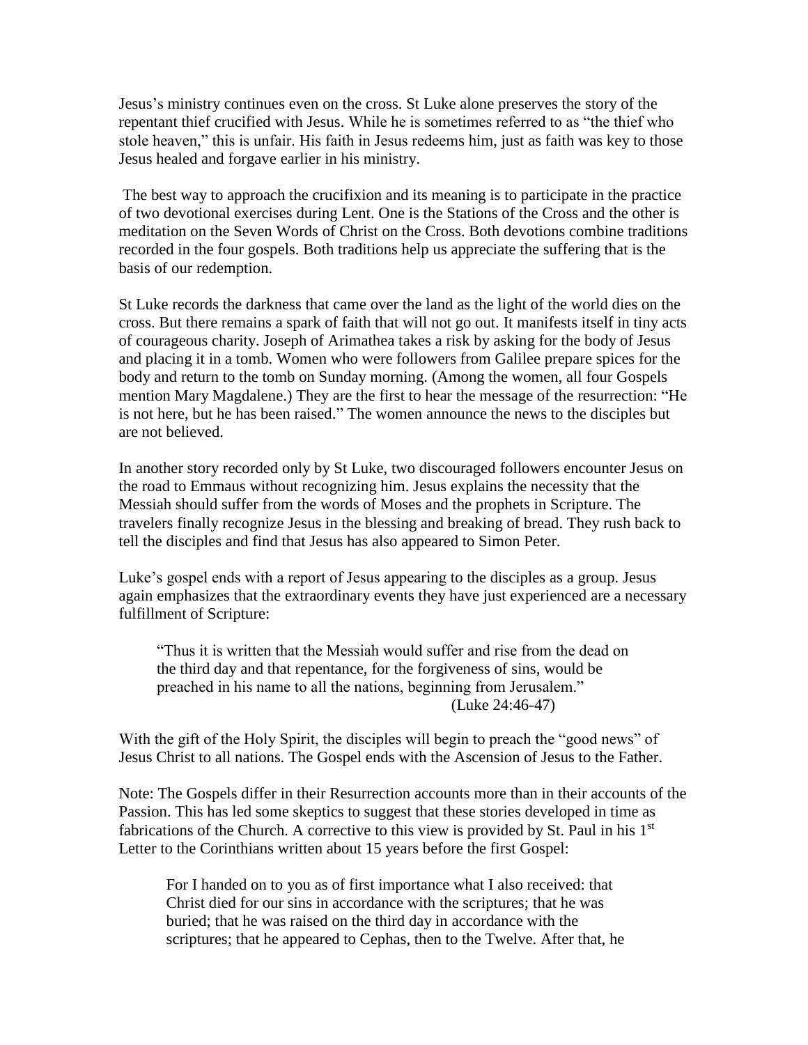Jesus's ministry continues even on the cross. St Luke alone preserves the story of the repentant thief crucified with Jesus. While he is sometimes referred to as "the thief who stole heaven," this is unfair. His faith in Jesus redeems him, just as faith was key to those Jesus healed and forgave earlier in his ministry.

The best way to approach the crucifixion and its meaning is to participate in the practice of two devotional exercises during Lent. One is the Stations of the Cross and the other is meditation on the Seven Words of Christ on the Cross. Both devotions combine traditions recorded in the four gospels. Both traditions help us appreciate the suffering that is the basis of our redemption.

St Luke records the darkness that came over the land as the light of the world dies on the cross. But there remains a spark of faith that will not go out. It manifests itself in tiny acts of courageous charity. Joseph of Arimathea takes a risk by asking for the body of Jesus and placing it in a tomb. Women who were followers from Galilee prepare spices for the body and return to the tomb on Sunday morning. (Among the women, all four Gospels mention Mary Magdalene.) They are the first to hear the message of the resurrection: "He is not here, but he has been raised." The women announce the news to the disciples but are not believed.

In another story recorded only by St Luke, two discouraged followers encounter Jesus on the road to Emmaus without recognizing him. Jesus explains the necessity that the Messiah should suffer from the words of Moses and the prophets in Scripture. The travelers finally recognize Jesus in the blessing and breaking of bread. They rush back to tell the disciples and find that Jesus has also appeared to Simon Peter.

Luke's gospel ends with a report of Jesus appearing to the disciples as a group. Jesus again emphasizes that the extraordinary events they have just experienced are a necessary fulfillment of Scripture:

> "Thus it is written that the Messiah would suffer and rise from the dead on the third day and that repentance, for the forgiveness of sins, would be preached in his name to all the nations, beginning from Jerusalem."
> (Luke 24:46-47)

With the gift of the Holy Spirit, the disciples will begin to preach the "good news" of Jesus Christ to all nations. The Gospel ends with the Ascension of Jesus to the Father.

Note: The Gospels differ in their Resurrection accounts more than in their accounts of the Passion. This has led some skeptics to suggest that these stories developed in time as fabrications of the Church. A corrective to this view is provided by St. Paul in his 1st Letter to the Corinthians written about 15 years before the first Gospel:

> For I handed on to you as of first importance what I also received: that Christ died for our sins in accordance with the scriptures; that he was buried; that he was raised on the third day in accordance with the scriptures; that he appeared to Cephas, then to the Twelve. After that, he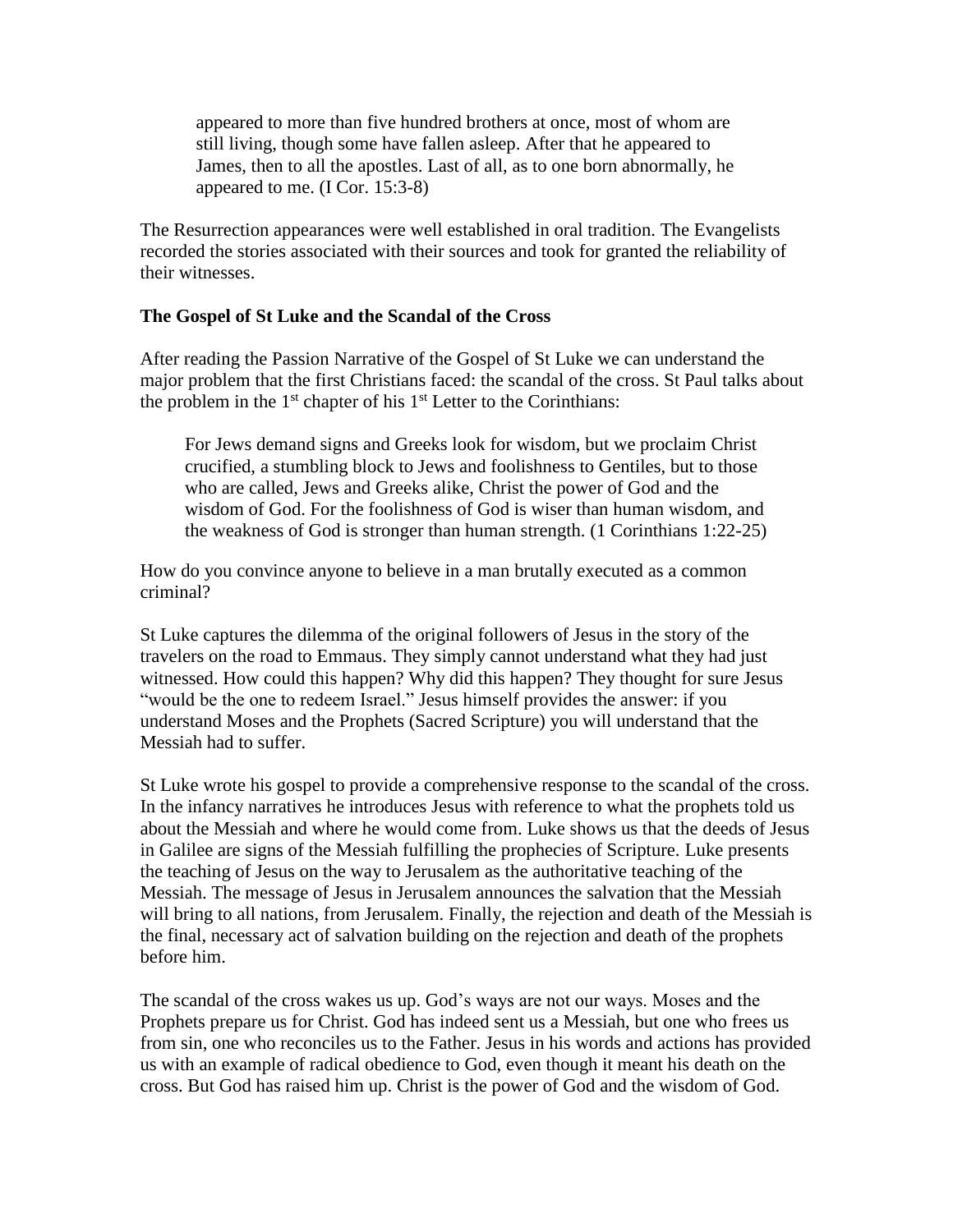> appeared to more than five hundred brothers at once, most of whom are still living, though some have fallen asleep. After that he appeared to James, then to all the apostles. Last of all, as to one born abnormally, he appeared to me. (I Cor. 15:3-8)

The Resurrection appearances were well established in oral tradition. The Evangelists recorded the stories associated with their sources and took for granted the reliability of their witnesses.

**The Gospel of St Luke and the Scandal of the Cross**

After reading the Passion Narrative of the Gospel of St Luke we can understand the major problem that the first Christians faced: the scandal of the cross. St Paul talks about the problem in the 1st chapter of his 1st Letter to the Corinthians:

> For Jews demand signs and Greeks look for wisdom, but we proclaim Christ crucified, a stumbling block to Jews and foolishness to Gentiles, but to those who are called, Jews and Greeks alike, Christ the power of God and the wisdom of God. For the foolishness of God is wiser than human wisdom, and the weakness of God is stronger than human strength. (1 Corinthians 1:22-25)

How do you convince anyone to believe in a man brutally executed as a common criminal?

St Luke captures the dilemma of the original followers of Jesus in the story of the travelers on the road to Emmaus. They simply cannot understand what they had just witnessed. How could this happen? Why did this happen? They thought for sure Jesus "would be the one to redeem Israel." Jesus himself provides the answer: if you understand Moses and the Prophets (Sacred Scripture) you will understand that the Messiah had to suffer.

St Luke wrote his gospel to provide a comprehensive response to the scandal of the cross. In the infancy narratives he introduces Jesus with reference to what the prophets told us about the Messiah and where he would come from. Luke shows us that the deeds of Jesus in Galilee are signs of the Messiah fulfilling the prophecies of Scripture. Luke presents the teaching of Jesus on the way to Jerusalem as the authoritative teaching of the Messiah. The message of Jesus in Jerusalem announces the salvation that the Messiah will bring to all nations, from Jerusalem. Finally, the rejection and death of the Messiah is the final, necessary act of salvation building on the rejection and death of the prophets before him.

The scandal of the cross wakes us up. God's ways are not our ways. Moses and the Prophets prepare us for Christ. God has indeed sent us a Messiah, but one who frees us from sin, one who reconciles us to the Father. Jesus in his words and actions has provided us with an example of radical obedience to God, even though it meant his death on the cross. But God has raised him up. Christ is the power of God and the wisdom of God.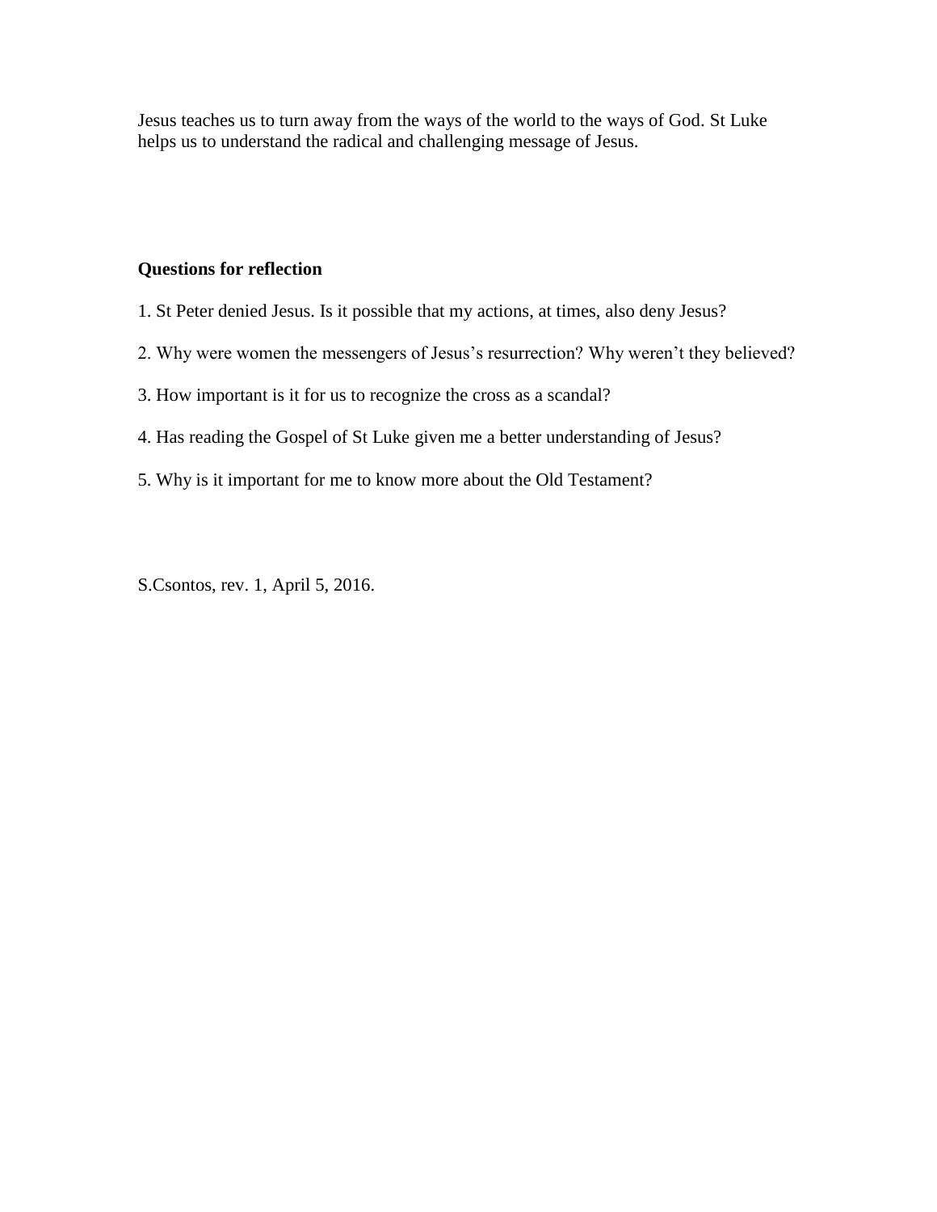Jesus teaches us to turn away from the ways of the world to the ways of God. St Luke helps us to understand the radical and challenging message of Jesus.

**Questions for reflection**

1. St Peter denied Jesus. Is it possible that my actions, at times, also deny Jesus?

2. Why were women the messengers of Jesus's resurrection? Why weren't they believed?

3. How important is it for us to recognize the cross as a scandal?

4. Has reading the Gospel of St Luke given me a better understanding of Jesus?

5. Why is it important for me to know more about the Old Testament?

S.Csontos, rev. 1, April 5, 2016.